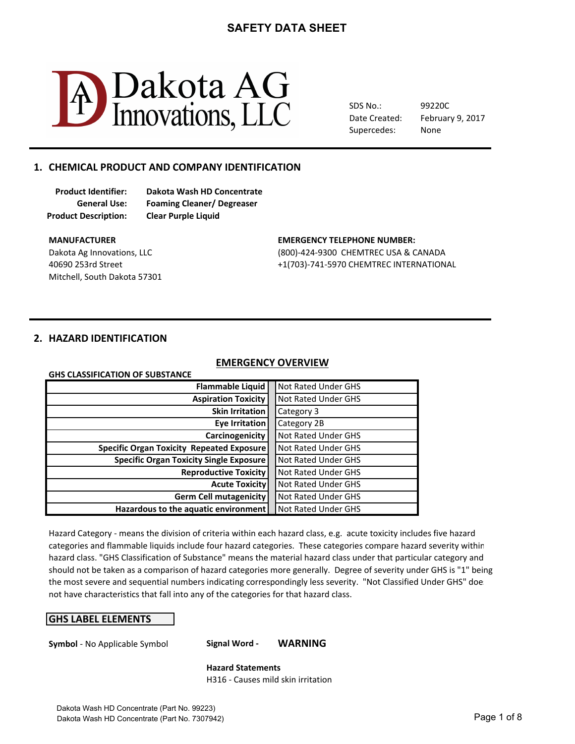# SAFETY DATA SHEET

Dakota AG Innovations, LLC

SDS No.: 99220C
Date Created: February 9, 2017
Supercedes: None

## 1. CHEMICAL PRODUCT AND COMPANY IDENTIFICATION

**Product Identifier:** **Dakota Wash HD Concentrate**
**General Use:** **Foaming Cleaner/ Degreaser**
**Product Description:** **Clear Purple Liquid**

**MANUFACTURER**
Dakota Ag Innovations, LLC
40690 253rd Street
Mitchell, South Dakota 57301

**EMERGENCY TELEPHONE NUMBER:**
(800)-424-9300 CHEMTREC USA & CANADA
+1(703)-741-5970 CHEMTREC INTERNATIONAL

## 2. HAZARD IDENTIFICATION

### EMERGENCY OVERVIEW

**GHS CLASSIFICATION OF SUBSTANCE**

| | |
|---|---|
| **Flammable Liquid** | Not Rated Under GHS |
| **Aspiration Toxicity** | Not Rated Under GHS |
| **Skin Irritation** | Category 3 |
| **Eye Irritation** | Category 2B |
| **Carcinogenicity** | Not Rated Under GHS |
| **Specific Organ Toxicity Repeated Exposure** | Not Rated Under GHS |
| **Specific Organ Toxicity Single Exposure** | Not Rated Under GHS |
| **Reproductive Toxicity** | Not Rated Under GHS |
| **Acute Toxicity** | Not Rated Under GHS |
| **Germ Cell mutagenicity** | Not Rated Under GHS |
| **Hazardous to the aquatic environment** | Not Rated Under GHS |

Hazard Category - means the division of criteria within each hazard class, e.g. acute toxicity includes five hazard categories and flammable liquids include four hazard categories. These categories compare hazard severity within hazard class. "GHS Classification of Substance" means the material hazard class under that particular category and should not be taken as a comparison of hazard categories more generally. Degree of severity under GHS is "1" being the most severe and sequential numbers indicating correspondingly less severity. "Not Classified Under GHS" does not have characteristics that fall into any of the categories for that hazard class.

**GHS LABEL ELEMENTS**

**Symbol** - No Applicable Symbol

**Signal Word -** **WARNING**

**Hazard Statements**
H316 - Causes mild skin irritation

Dakota Wash HD Concentrate (Part No. 99223)
Dakota Wash HD Concentrate (Part No. 7307942)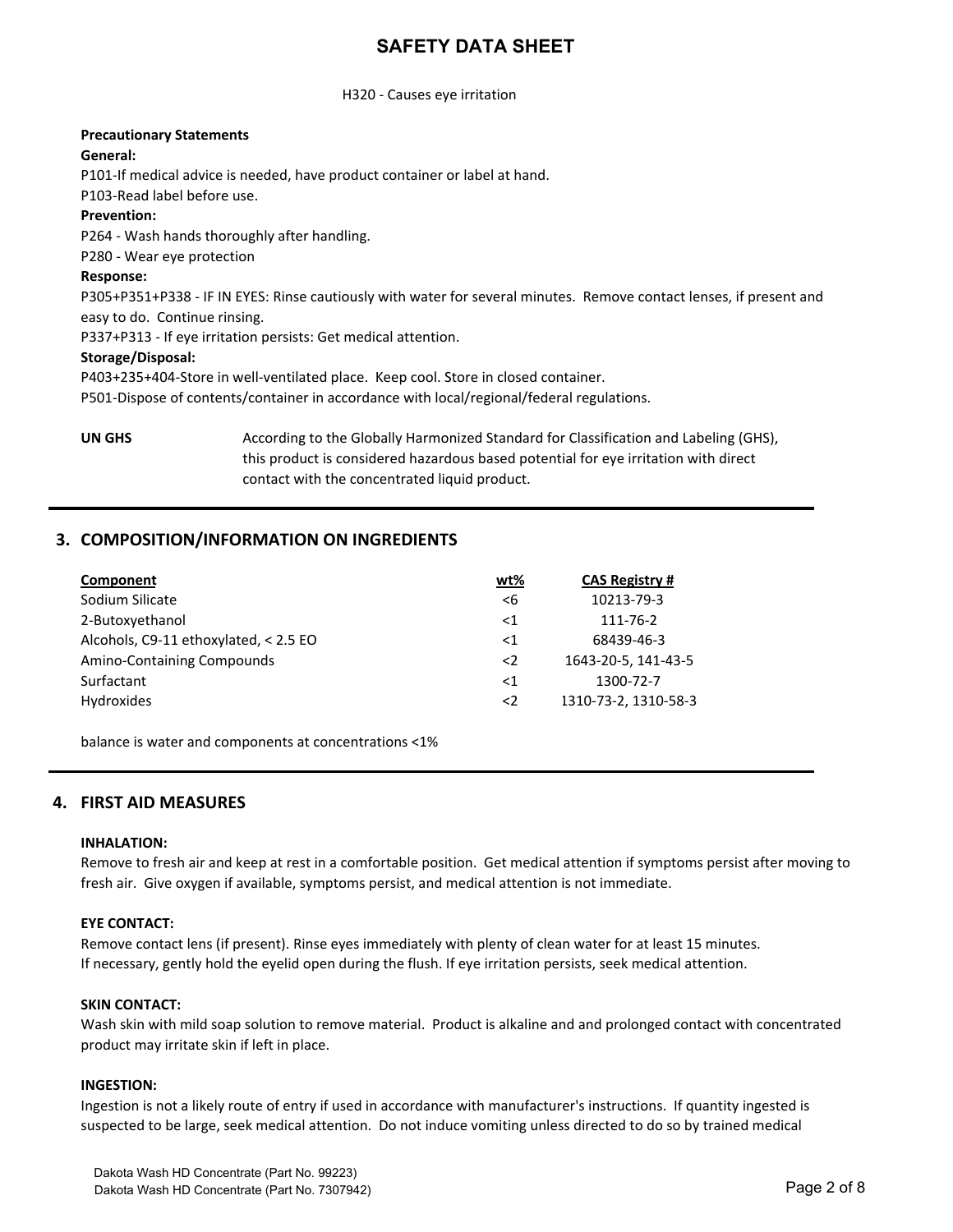H320 - Causes eye irritation

**Precautionary Statements**

**General:**

P101-If medical advice is needed, have product container or label at hand.

P103-Read label before use.

**Prevention:**

P264 - Wash hands thoroughly after handling.

P280 - Wear eye protection

**Response:**

P305+P351+P338 - IF IN EYES: Rinse cautiously with water for several minutes. Remove contact lenses, if present and easy to do. Continue rinsing.

P337+P313 - If eye irritation persists: Get medical attention.

**Storage/Disposal:**

P403+235+404-Store in well-ventilated place. Keep cool. Store in closed container.

P501-Dispose of contents/container in accordance with local/regional/federal regulations.

**UN GHS** According to the Globally Harmonized Standard for Classification and Labeling (GHS), this product is considered hazardous based potential for eye irritation with direct contact with the concentrated liquid product.

## 3. COMPOSITION/INFORMATION ON INGREDIENTS

| Component | wt% | CAS Registry # |
|---|---|---|
| Sodium Silicate | <6 | 10213-79-3 |
| 2-Butoxyethanol | <1 | 111-76-2 |
| Alcohols, C9-11 ethoxylated, < 2.5 EO | <1 | 68439-46-3 |
| Amino-Containing Compounds | <2 | 1643-20-5, 141-43-5 |
| Surfactant | <1 | 1300-72-7 |
| Hydroxides | <2 | 1310-73-2, 1310-58-3 |

balance is water and components at concentrations <1%

## 4. FIRST AID MEASURES

**INHALATION:**

Remove to fresh air and keep at rest in a comfortable position. Get medical attention if symptoms persist after moving to fresh air. Give oxygen if available, symptoms persist, and medical attention is not immediate.

**EYE CONTACT:**

Remove contact lens (if present). Rinse eyes immediately with plenty of clean water for at least 15 minutes. If necessary, gently hold the eyelid open during the flush. If eye irritation persists, seek medical attention.

**SKIN CONTACT:**

Wash skin with mild soap solution to remove material. Product is alkaline and and prolonged contact with concentrated product may irritate skin if left in place.

**INGESTION:**

Ingestion is not a likely route of entry if used in accordance with manufacturer's instructions. If quantity ingested is suspected to be large, seek medical attention. Do not induce vomiting unless directed to do so by trained medical

Dakota Wash HD Concentrate (Part No. 99223)
Dakota Wash HD Concentrate (Part No. 7307942)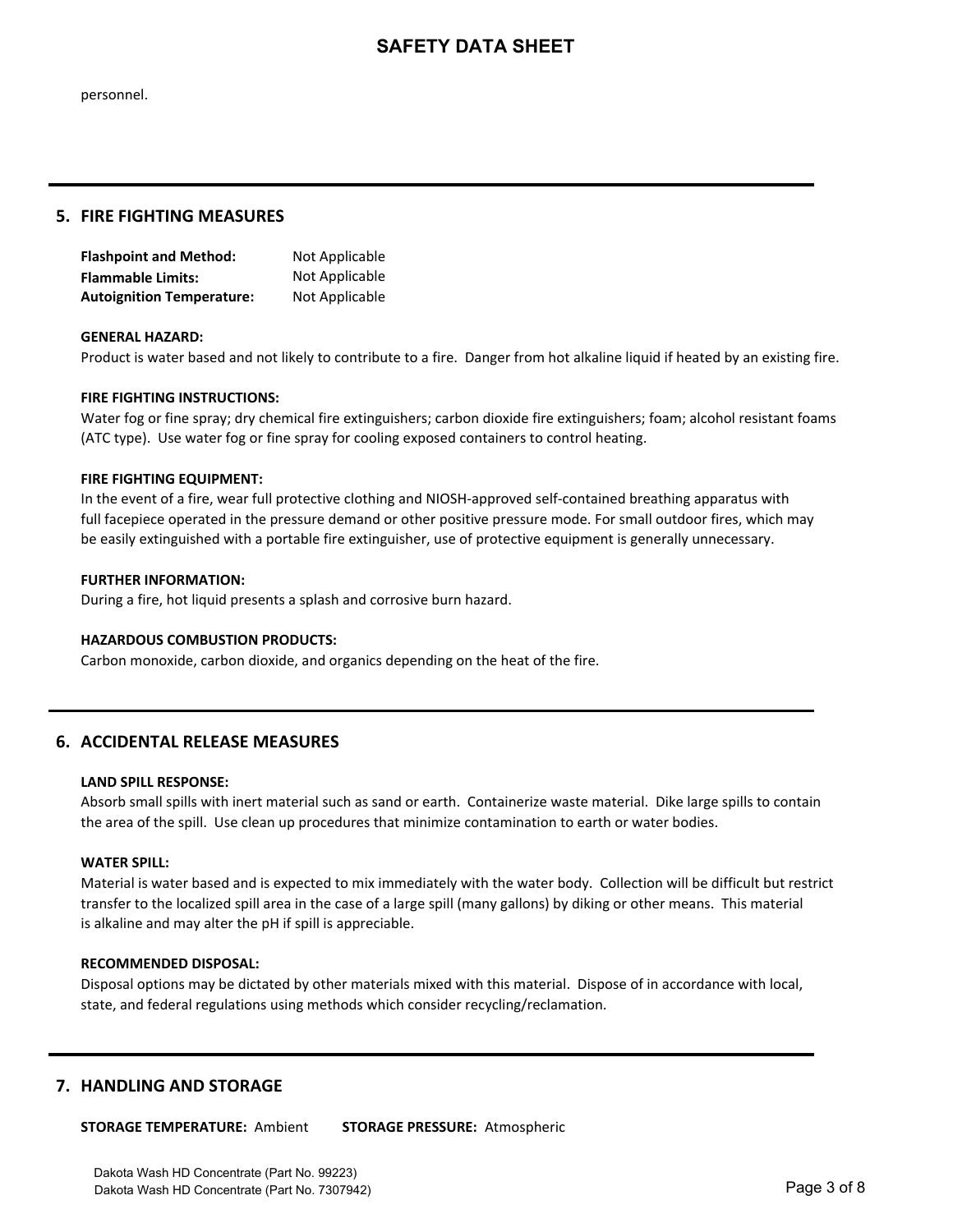personnel.

## 5. FIRE FIGHTING MEASURES

**Flashpoint and Method:** Not Applicable
**Flammable Limits:** Not Applicable
**Autoignition Temperature:** Not Applicable

**GENERAL HAZARD:**
Product is water based and not likely to contribute to a fire. Danger from hot alkaline liquid if heated by an existing fire.

**FIRE FIGHTING INSTRUCTIONS:**
Water fog or fine spray; dry chemical fire extinguishers; carbon dioxide fire extinguishers; foam; alcohol resistant foams (ATC type). Use water fog or fine spray for cooling exposed containers to control heating.

**FIRE FIGHTING EQUIPMENT:**
In the event of a fire, wear full protective clothing and NIOSH-approved self-contained breathing apparatus with full facepiece operated in the pressure demand or other positive pressure mode. For small outdoor fires, which may be easily extinguished with a portable fire extinguisher, use of protective equipment is generally unnecessary.

**FURTHER INFORMATION:**
During a fire, hot liquid presents a splash and corrosive burn hazard.

**HAZARDOUS COMBUSTION PRODUCTS:**
Carbon monoxide, carbon dioxide, and organics depending on the heat of the fire.

## 6. ACCIDENTAL RELEASE MEASURES

**LAND SPILL RESPONSE:**
Absorb small spills with inert material such as sand or earth. Containerize waste material. Dike large spills to contain the area of the spill. Use clean up procedures that minimize contamination to earth or water bodies.

**WATER SPILL:**
Material is water based and is expected to mix immediately with the water body. Collection will be difficult but restrict transfer to the localized spill area in the case of a large spill (many gallons) by diking or other means. This material is alkaline and may alter the pH if spill is appreciable.

**RECOMMENDED DISPOSAL:**
Disposal options may be dictated by other materials mixed with this material. Dispose of in accordance with local, state, and federal regulations using methods which consider recycling/reclamation.

## 7. HANDLING AND STORAGE

**STORAGE TEMPERATURE:** Ambient **STORAGE PRESSURE:** Atmospheric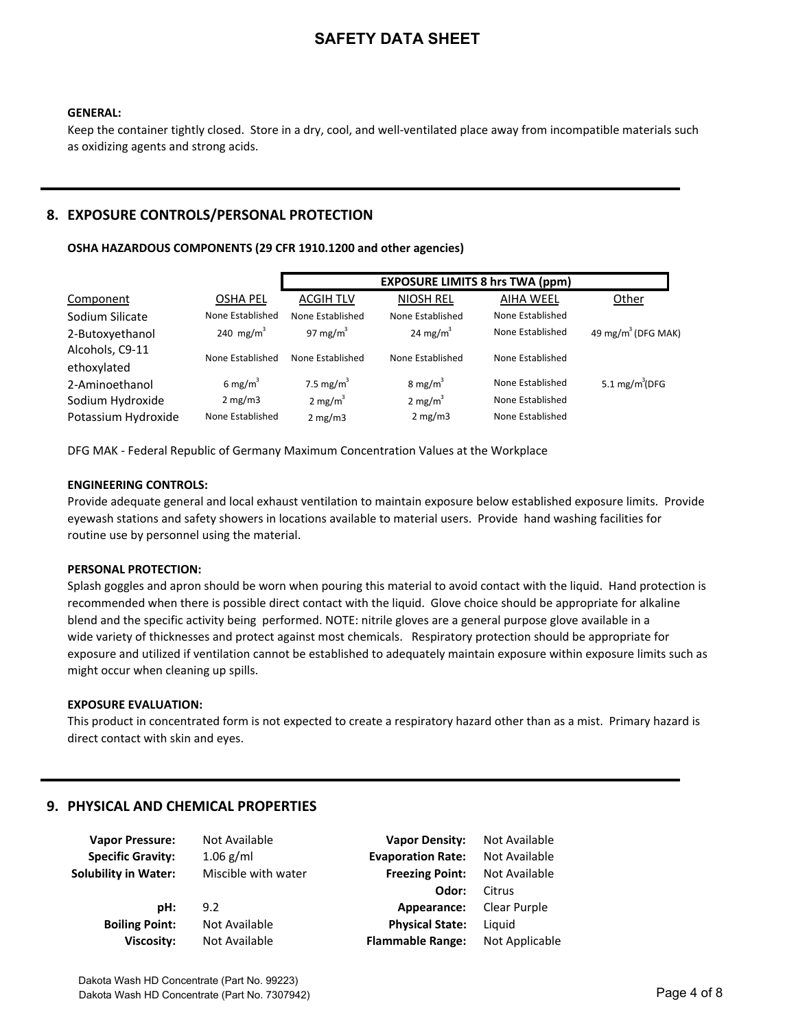**GENERAL:**

Keep the container tightly closed. Store in a dry, cool, and well-ventilated place away from incompatible materials such as oxidizing agents and strong acids.

## 8. EXPOSURE CONTROLS/PERSONAL PROTECTION

**OSHA HAZARDOUS COMPONENTS (29 CFR 1910.1200 and other agencies)**

| | EXPOSURE LIMITS 8 hrs TWA (ppm) | | | | |
|---|---|---|---|---|---|
| Component | OSHA PEL | ACGIH TLV | NIOSH REL | AIHA WEEL | Other |
| Sodium Silicate | None Established | None Established | None Established | None Established | |
| 2-Butoxyethanol | 240 $mg/m^3$ | 97 $mg/m^3$ | 24 $mg/m^3$ | None Established | 49 $mg/m^3$ (DFG MAK) |
| Alcohols, C9-11 ethoxylated | None Established | None Established | None Established | None Established | |
| 2-Aminoethanol | 6 $mg/m^3$ | 7.5 $mg/m^3$ | 8 $mg/m^3$ | None Established | 5.1 $mg/m^3$(DFG |
| Sodium Hydroxide | 2 mg/m3 | 2 $mg/m^3$ | 2 $mg/m^3$ | None Established | |
| Potassium Hydroxide | None Established | 2 mg/m3 | 2 mg/m3 | None Established | |

DFG MAK - Federal Republic of Germany Maximum Concentration Values at the Workplace

**ENGINEERING CONTROLS:**

Provide adequate general and local exhaust ventilation to maintain exposure below established exposure limits. Provide eyewash stations and safety showers in locations available to material users. Provide hand washing facilities for routine use by personnel using the material.

**PERSONAL PROTECTION:**

Splash goggles and apron should be worn when pouring this material to avoid contact with the liquid. Hand protection is recommended when there is possible direct contact with the liquid. Glove choice should be appropriate for alkaline blend and the specific activity being performed. NOTE: nitrile gloves are a general purpose glove available in a wide variety of thicknesses and protect against most chemicals. Respiratory protection should be appropriate for exposure and utilized if ventilation cannot be established to adequately maintain exposure within exposure limits such as might occur when cleaning up spills.

**EXPOSURE EVALUATION:**

This product in concentrated form is not expected to create a respiratory hazard other than as a mist. Primary hazard is direct contact with skin and eyes.

## 9. PHYSICAL AND CHEMICAL PROPERTIES

| | | | |
|---|---|---|---|
| **Vapor Pressure:** | Not Available | **Vapor Density:** | Not Available |
| **Specific Gravity:** | 1.06 g/ml | **Evaporation Rate:** | Not Available |
| **Solubility in Water:** | Miscible with water | **Freezing Point:** | Not Available |
| | | **Odor:** | Citrus |
| **pH:** | 9.2 | **Appearance:** | Clear Purple |
| **Boiling Point:** | Not Available | **Physical State:** | Liquid |
| **Viscosity:** | Not Available | **Flammable Range:** | Not Applicable |

Dakota Wash HD Concentrate (Part No. 99223)
Dakota Wash HD Concentrate (Part No. 7307942)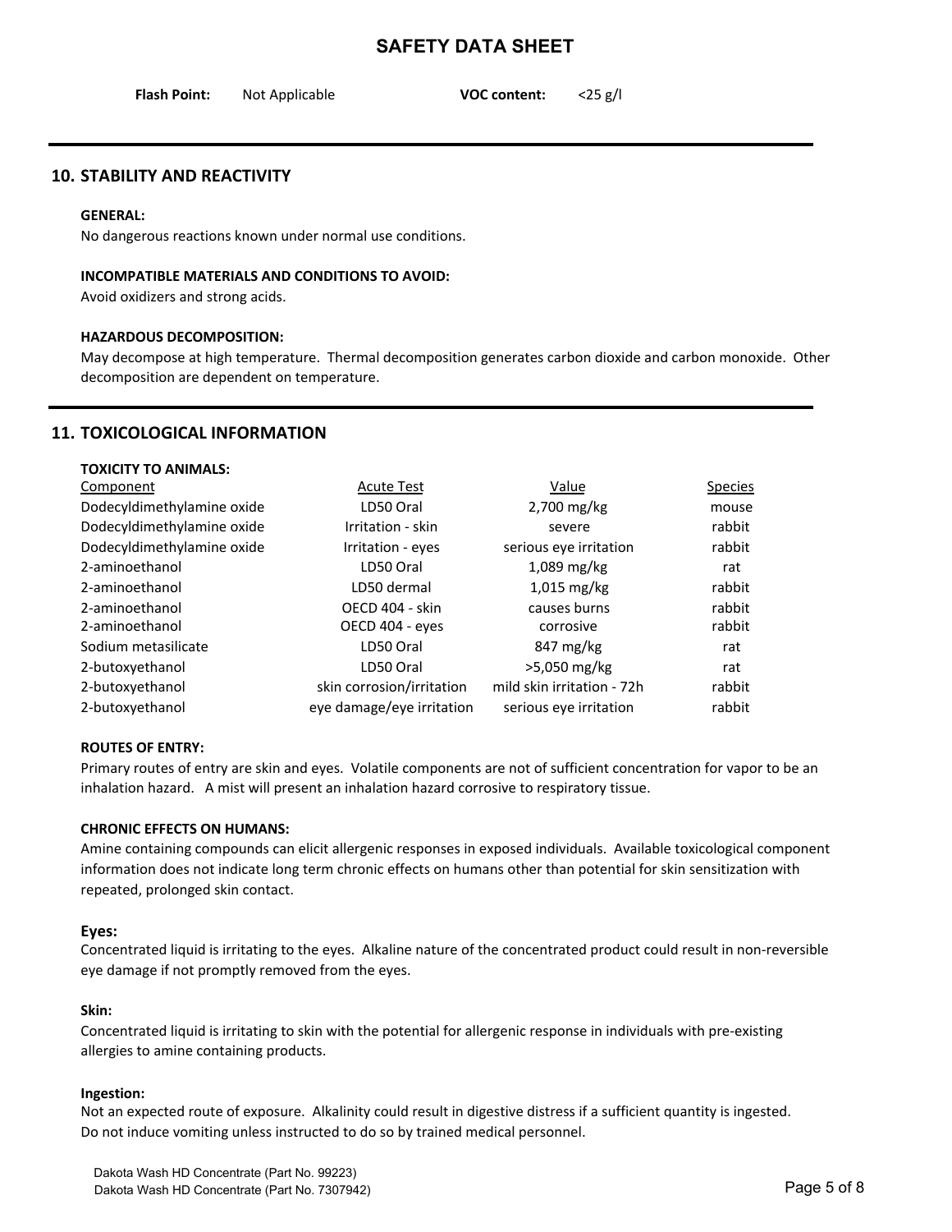# SAFETY DATA SHEET

**Flash Point:** Not Applicable **VOC content:** <25 g/l

## 10. STABILITY AND REACTIVITY

**GENERAL:**
No dangerous reactions known under normal use conditions.

**INCOMPATIBLE MATERIALS AND CONDITIONS TO AVOID:**
Avoid oxidizers and strong acids.

**HAZARDOUS DECOMPOSITION:**
May decompose at high temperature. Thermal decomposition generates carbon dioxide and carbon monoxide. Other decomposition are dependent on temperature.

## 11. TOXICOLOGICAL INFORMATION

**TOXICITY TO ANIMALS:**

| Component | Acute Test | Value | Species |
|---|---|---|---|
| Dodecyldimethylamine oxide | LD50 Oral | 2,700 mg/kg | mouse |
| Dodecyldimethylamine oxide | Irritation - skin | severe | rabbit |
| Dodecyldimethylamine oxide | Irritation - eyes | serious eye irritation | rabbit |
| 2-aminoethanol | LD50 Oral | 1,089 mg/kg | rat |
| 2-aminoethanol | LD50 dermal | 1,015 mg/kg | rabbit |
| 2-aminoethanol | OECD 404 - skin | causes burns | rabbit |
| 2-aminoethanol | OECD 404 - eyes | corrosive | rabbit |
| Sodium metasilicate | LD50 Oral | 847 mg/kg | rat |
| 2-butoxyethanol | LD50 Oral | >5,050 mg/kg | rat |
| 2-butoxyethanol | skin corrosion/irritation | mild skin irritation - 72h | rabbit |
| 2-butoxyethanol | eye damage/eye irritation | serious eye irritation | rabbit |

**ROUTES OF ENTRY:**
Primary routes of entry are skin and eyes. Volatile components are not of sufficient concentration for vapor to be an inhalation hazard. A mist will present an inhalation hazard corrosive to respiratory tissue.

**CHRONIC EFFECTS ON HUMANS:**
Amine containing compounds can elicit allergenic responses in exposed individuals. Available toxicological component information does not indicate long term chronic effects on humans other than potential for skin sensitization with repeated, prolonged skin contact.

### Eyes:
Concentrated liquid is irritating to the eyes. Alkaline nature of the concentrated product could result in non-reversible eye damage if not promptly removed from the eyes.

**Skin:**
Concentrated liquid is irritating to skin with the potential for allergenic response in individuals with pre-existing allergies to amine containing products.

**Ingestion:**
Not an expected route of exposure. Alkalinity could result in digestive distress if a sufficient quantity is ingested. Do not induce vomiting unless instructed to do so by trained medical personnel.

Dakota Wash HD Concentrate (Part No. 99223)
Dakota Wash HD Concentrate (Part No. 7307942)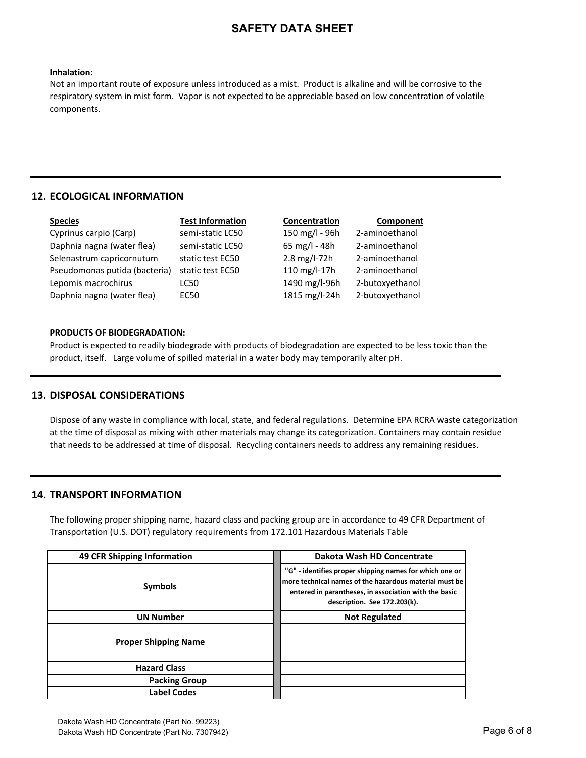**Inhalation:**
Not an important route of exposure unless introduced as a mist. Product is alkaline and will be corrosive to the respiratory system in mist form. Vapor is not expected to be appreciable based on low concentration of volatile components.

## 12. ECOLOGICAL INFORMATION

| Species | Test Information | Concentration | Component |
|---|---|---|---|
| Cyprinus carpio (Carp) | semi-static LC50 | 150 mg/l - 96h | 2-aminoethanol |
| Daphnia nagna (water flea) | semi-static LC50 | 65 mg/l - 48h | 2-aminoethanol |
| Selenastrum capricornutum | static test EC50 | 2.8 mg/l-72h | 2-aminoethanol |
| Pseudomonas putida (bacteria) | static test EC50 | 110 mg/l-17h | 2-aminoethanol |
| Lepomis macrochirus | LC50 | 1490 mg/l-96h | 2-butoxyethanol |
| Daphnia nagna (water flea) | EC50 | 1815 mg/l-24h | 2-butoxyethanol |

**PRODUCTS OF BIODEGRADATION:**
Product is expected to readily biodegrade with products of biodegradation are expected to be less toxic than the product, itself. Large volume of spilled material in a water body may temporarily alter pH.

## 13. DISPOSAL CONSIDERATIONS

Dispose of any waste in compliance with local, state, and federal regulations. Determine EPA RCRA waste categorization at the time of disposal as mixing with other materials may change its categorization. Containers may contain residue that needs to be addressed at time of disposal. Recycling containers needs to address any remaining residues.

## 14. TRANSPORT INFORMATION

The following proper shipping name, hazard class and packing group are in accordance to 49 CFR Department of Transportation (U.S. DOT) regulatory requirements from 172.101 Hazardous Materials Table

| 49 CFR Shipping Information | Dakota Wash HD Concentrate |
|---|---|
| Symbols | "G" - identifies proper shipping names for which one or more technical names of the hazardous material must be entered in parantheses, in association with the basic description. See 172.203(k). |
| UN Number | Not Regulated |
| Proper Shipping Name | |
| Hazard Class | |
| Packing Group | |
| Label Codes | |

Dakota Wash HD Concentrate (Part No. 99223)
Dakota Wash HD Concentrate (Part No. 7307942)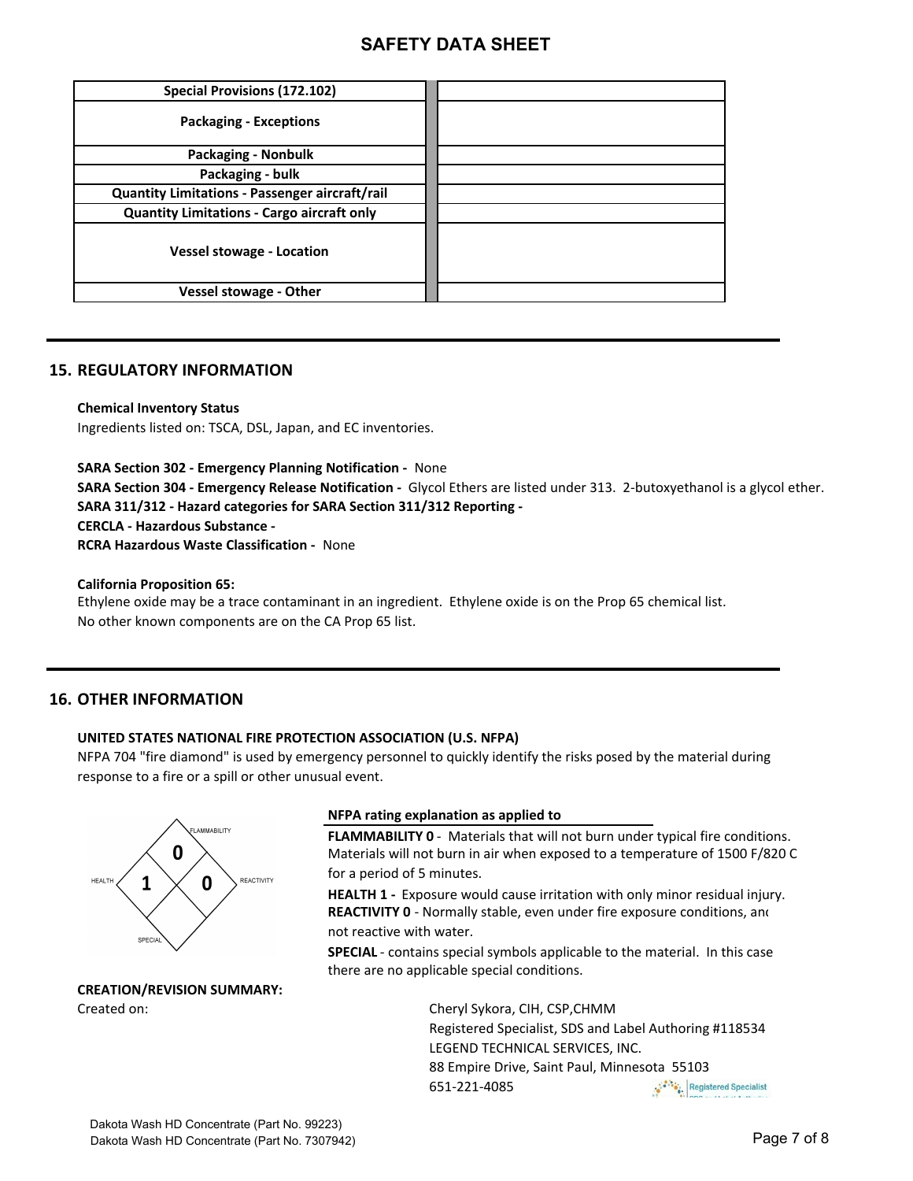# SAFETY DATA SHEET

| | |
|---|---|
| **Special Provisions (172.102)** | |
| **Packaging - Exceptions** | |
| **Packaging - Nonbulk** | |
| **Packaging - bulk** | |
| **Quantity Limitations - Passenger aircraft/rail** | |
| **Quantity Limitations - Cargo aircraft only** | |
| **Vessel stowage - Location** | |
| **Vessel stowage - Other** | |

## 15. REGULATORY INFORMATION

**Chemical Inventory Status**
Ingredients listed on: TSCA, DSL, Japan, and EC inventories.

**SARA Section 302 - Emergency Planning Notification -** None
**SARA Section 304 - Emergency Release Notification -** Glycol Ethers are listed under 313. 2-butoxyethanol is a glycol ether.
**SARA 311/312 - Hazard categories for SARA Section 311/312 Reporting -**
**CERCLA - Hazardous Substance -**
**RCRA Hazardous Waste Classification -** None

**California Proposition 65:**
Ethylene oxide may be a trace contaminant in an ingredient. Ethylene oxide is on the Prop 65 chemical list.
No other known components are on the CA Prop 65 list.

## 16. OTHER INFORMATION

**UNITED STATES NATIONAL FIRE PROTECTION ASSOCIATION (U.S. NFPA)**
NFPA 704 "fire diamond" is used by emergency personnel to quickly identify the risks posed by the material during response to a fire or a spill or other unusual event.

FLAMMABILITY 0
HEALTH 1
REACTIVITY 0
SPECIAL

**NFPA rating explanation as applied to**

**FLAMMABILITY 0** - Materials that will not burn under typical fire conditions. Materials will not burn in air when exposed to a temperature of 1500 F/820 C for a period of 5 minutes.

**HEALTH 1 -** Exposure would cause irritation with only minor residual injury.

**REACTIVITY 0** - Normally stable, even under fire exposure conditions, and not reactive with water.

**SPECIAL** - contains special symbols applicable to the material. In this case there are no applicable special conditions.

**CREATION/REVISION SUMMARY:**
Created on:

Cheryl Sykora, CIH, CSP,CHMM
Registered Specialist, SDS and Label Authoring #118534
LEGEND TECHNICAL SERVICES, INC.
88 Empire Drive, Saint Paul, Minnesota 55103
651-221-4085

Dakota Wash HD Concentrate (Part No. 99223)
Dakota Wash HD Concentrate (Part No. 7307942)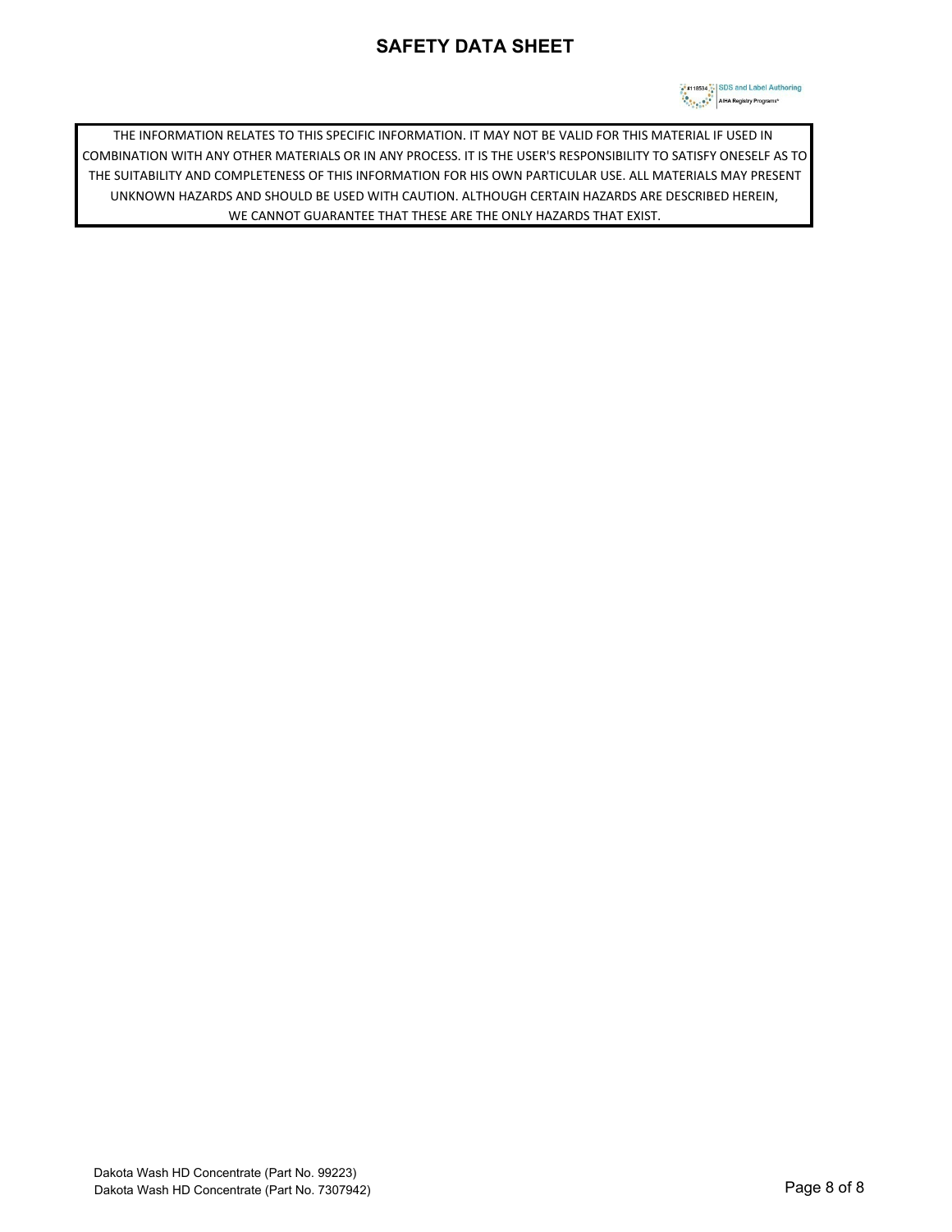THE INFORMATION RELATES TO THIS SPECIFIC INFORMATION. IT MAY NOT BE VALID FOR THIS MATERIAL IF USED IN COMBINATION WITH ANY OTHER MATERIALS OR IN ANY PROCESS. IT IS THE USER'S RESPONSIBILITY TO SATISFY ONESELF AS TO THE SUITABILITY AND COMPLETENESS OF THIS INFORMATION FOR HIS OWN PARTICULAR USE. ALL MATERIALS MAY PRESENT UNKNOWN HAZARDS AND SHOULD BE USED WITH CAUTION. ALTHOUGH CERTAIN HAZARDS ARE DESCRIBED HEREIN, WE CANNOT GUARANTEE THAT THESE ARE THE ONLY HAZARDS THAT EXIST.